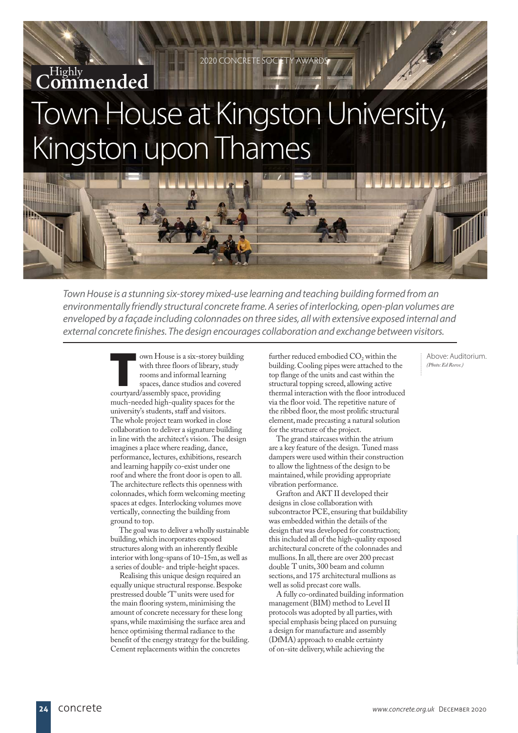2020 CONCRETE SOCIETY AWARDS

**Highly Commended**

# Town House at Kingston University, Kingston upon Thames

*Town House is a stunning six-storey mixed-use learning and teaching building formed from an environmentally friendly structural concrete frame. A series of interlocking, open-plan volumes are enveloped by a façade including colonnades on three sides, all with extensive exposed internal and external concrete finishes. The design encourages collaboration and exchange between visitors.*

Above: Auditorium. *(Photo: Ed Reeve.)*

Town House is a six-storey building with three floors of library, study rooms and informal learning spaces, dance studios and covered courtyard/assembly space, providing much-needed high-quality spaces for the university's students, staff and visitors. The whole project team worked in close collaboration to deliver a signature building in line with the architect's vision. The design imagines a place where reading, dance, performance, lectures, exhibitions, research and learning happily co-exist under one roof and where the front door is open to all. The architecture reflects this openness with colonnades, which form welcoming meeting spaces at edges. Interlocking volumes move vertically, connecting the building from ground to top.

The goal was to deliver a wholly sustainable building, which incorporates exposed structures along with an inherently flexible interior with long-spans of 10–15m, as well as a series of double- and triple-height spaces.

Realising this unique design required an equally unique structural response. Bespoke prestressed double 'T' units were used for the main flooring system, minimising the amount of concrete necessary for these long spans, while maximising the surface area and hence optimising thermal radiance to the benefit of the energy strategy for the building. Cement replacements within the concretes further reduced embodied $CO_2$ within the building. Cooling pipes were attached to the top flange of the units and cast within the structural topping screed, allowing active thermal interaction with the floor introduced via the floor void. The repetitive nature of the ribbed floor, the most prolific structural element, made precasting a natural solution for the structure of the project.

The grand staircases within the atrium are a key feature of the design. Tuned mass dampers were used within their construction to allow the lightness of the design to be maintained, while providing appropriate vibration performance.

Grafton and AKT II developed their designs in close collaboration with subcontractor PCE, ensuring that buildability was embedded within the details of the design that was developed for construction; this included all of the high-quality exposed architectural concrete of the colonnades and mullions. In all, there are over 200 precast double T units, 300 beam and column sections, and 175 architectural mullions as well as solid precast core walls.

A fully co-ordinated building information management (BIM) method to Level II protocols was adopted by all parties, with special emphasis being placed on pursuing a design for manufacture and assembly (DfMA) approach to enable certainty of on-site delivery, while achieving the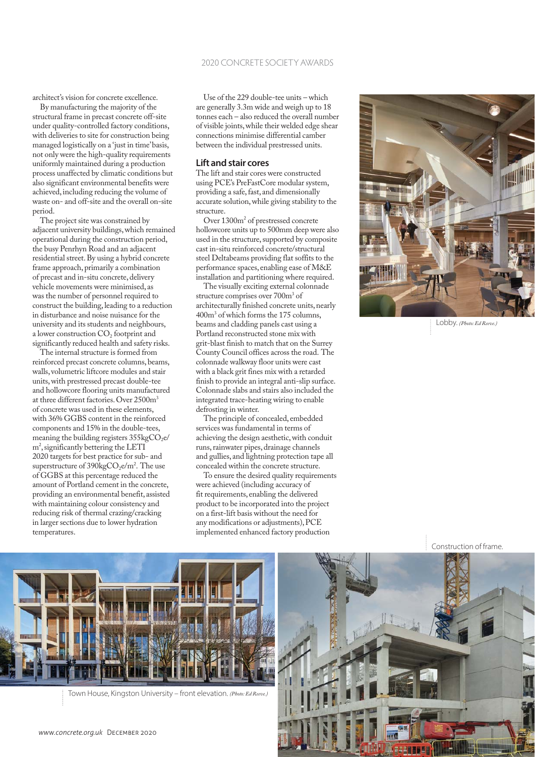architect's vision for concrete excellence.

By manufacturing the majority of the structural frame in precast concrete off-site under quality-controlled factory conditions, with deliveries to site for construction being managed logistically on a 'just in time' basis, not only were the high-quality requirements uniformly maintained during a production process unaffected by climatic conditions but also significant environmental benefits were achieved, including reducing the volume of waste on- and off-site and the overall on-site period.

The project site was constrained by adjacent university buildings, which remained operational during the construction period, the busy Penrhyn Road and an adjacent residential street. By using a hybrid concrete frame approach, primarily a combination of precast and in-situ concrete, delivery vehicle movements were minimised, as was the number of personnel required to construct the building, leading to a reduction in disturbance and noise nuisance for the university and its students and neighbours, a lower construction $CO_2$ footprint and significantly reduced health and safety risks.

The internal structure is formed from reinforced precast concrete columns, beams, walls, volumetric liftcore modules and stair units, with prestressed precast double-tee and hollowcore flooring units manufactured at three different factories. Over 2500m$^3$ of concrete was used in these elements, with 36% GGBS content in the reinforced components and 15% in the double-tees, meaning the building registers 355kg$CO_2$e/m$^2$, significantly bettering the LETI 2020 targets for best practice for sub- and superstructure of 390kg$CO_2$e/m$^2$. The use of GGBS at this percentage reduced the amount of Portland cement in the concrete, providing an environmental benefit, assisted with maintaining colour consistency and reducing risk of thermal crazing/cracking in larger sections due to lower hydration temperatures.

Use of the 229 double-tee units – which are generally 3.3m wide and weigh up to 18 tonnes each – also reduced the overall number of visible joints, while their welded edge shear connections minimise differential camber between the individual prestressed units.

## Lift and stair cores

The lift and stair cores were constructed using PCE's PreFastCore modular system, providing a safe, fast, and dimensionally accurate solution, while giving stability to the structure.

Over 1300m$^2$ of prestressed concrete hollowcore units up to 500mm deep were also used in the structure, supported by composite cast in-situ reinforced concrete/structural steel Deltabeams providing flat soffits to the performance spaces, enabling ease of M&E installation and partitioning where required.

The visually exciting external colonnade structure comprises over 700m$^3$ of architecturally finished concrete units, nearly 400m$^3$ of which forms the 175 columns, beams and cladding panels cast using a Portland reconstructed stone mix with grit-blast finish to match that on the Surrey County Council offices across the road. The colonnade walkway floor units were cast with a black grit fines mix with a retarded finish to provide an integral anti-slip surface. Colonnade slabs and stairs also included the integrated trace-heating wiring to enable defrosting in winter.

The principle of concealed, embedded services was fundamental in terms of achieving the design aesthetic, with conduit runs, rainwater pipes, drainage channels and gullies, and lightning protection tape all concealed within the concrete structure.

To ensure the desired quality requirements were achieved (including accuracy of fit requirements, enabling the delivered product to be incorporated into the project on a first-lift basis without the need for any modifications or adjustments), PCE implemented enhanced factory production

Lobby. *(Photo: Ed Reeve.)*

Construction of frame.

Town House, Kingston University – front elevation. *(Photo: Ed Reeve.)*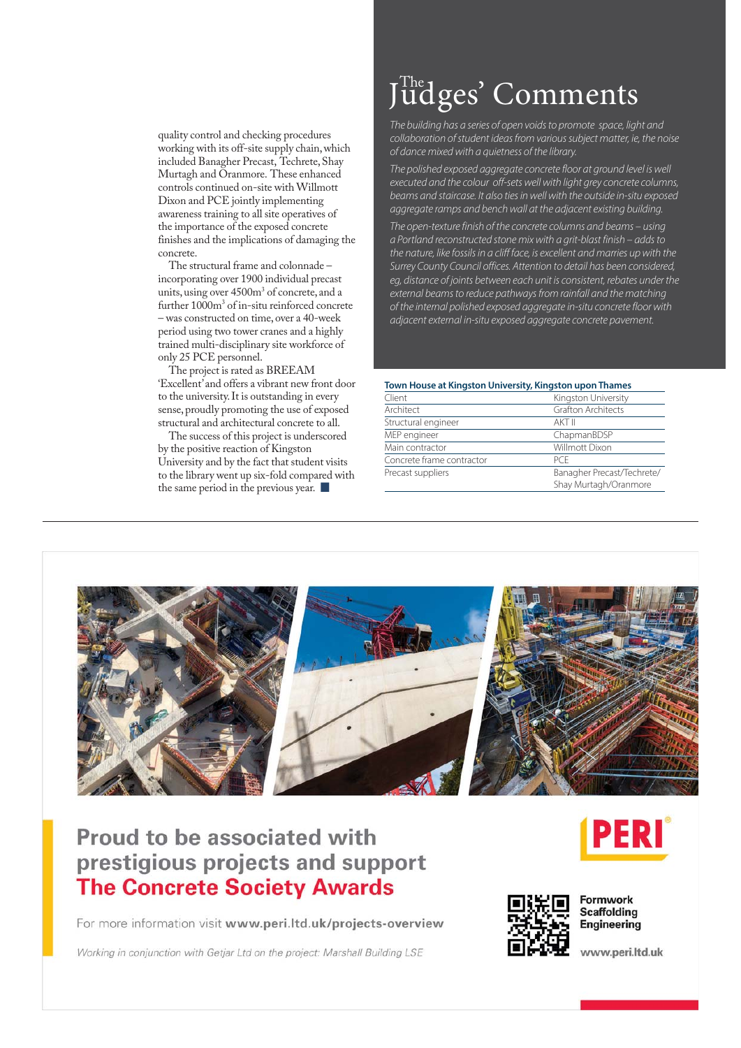quality control and checking procedures working with its off-site supply chain, which included Banagher Precast, Techrete, Shay Murtagh and Oranmore. These enhanced controls continued on-site with Willmott Dixon and PCE jointly implementing awareness training to all site operatives of the importance of the exposed concrete finishes and the implications of damaging the concrete.

The structural frame and colonnade – incorporating over 1900 individual precast units, using over 4500m$^3$ of concrete, and a further 1000m$^3$ of in-situ reinforced concrete – was constructed on time, over a 40-week period using two tower cranes and a highly trained multi-disciplinary site workforce of only 25 PCE personnel.

The project is rated as BREEAM 'Excellent' and offers a vibrant new front door to the university. It is outstanding in every sense, proudly promoting the use of exposed structural and architectural concrete to all.

The success of this project is underscored by the positive reaction of Kingston University and by the fact that student visits to the library went up six-fold compared with the same period in the previous year. ■

# The Judges' Comments

*The building has a series of open voids to promote space, light and collaboration of student ideas from various subject matter, ie, the noise of dance mixed with a quietness of the library.*

*The polished exposed aggregate concrete floor at ground level is well executed and the colour off-sets well with light grey concrete columns, beams and staircase. It also ties in well with the outside in-situ exposed aggregate ramps and bench wall at the adjacent existing building.*

*The open-texture finish of the concrete columns and beams – using a Portland reconstructed stone mix with a grit-blast finish – adds to the nature, like fossils in a cliff face, is excellent and marries up with the Surrey County Council offices. Attention to detail has been considered, eg, distance of joints between each unit is consistent, rebates under the external beams to reduce pathways from rainfall and the matching of the internal polished exposed aggregate in-situ concrete floor with adjacent external in-situ exposed aggregate concrete pavement.*

**Town House at Kingston University, Kingston upon Thames**

| | |
|---|---|
| Client | Kingston University |
| Architect | Grafton Architects |
| Structural engineer | AKT II |
| MEP engineer | ChapmanBDSP |
| Main contractor | Willmott Dixon |
| Concrete frame contractor | PCE |
| Precast suppliers | Banagher Precast/Techrete/ Shay Murtagh/Oranmore |

**Proud to be associated with prestigious projects and support The Concrete Society Awards**

For more information visit **www.peri.ltd.uk/projects-overview**

*Working in conjunction with Getjar Ltd on the project: Marshall Building LSE*

PERI

Formwork
Scaffolding
Engineering

www.peri.ltd.uk